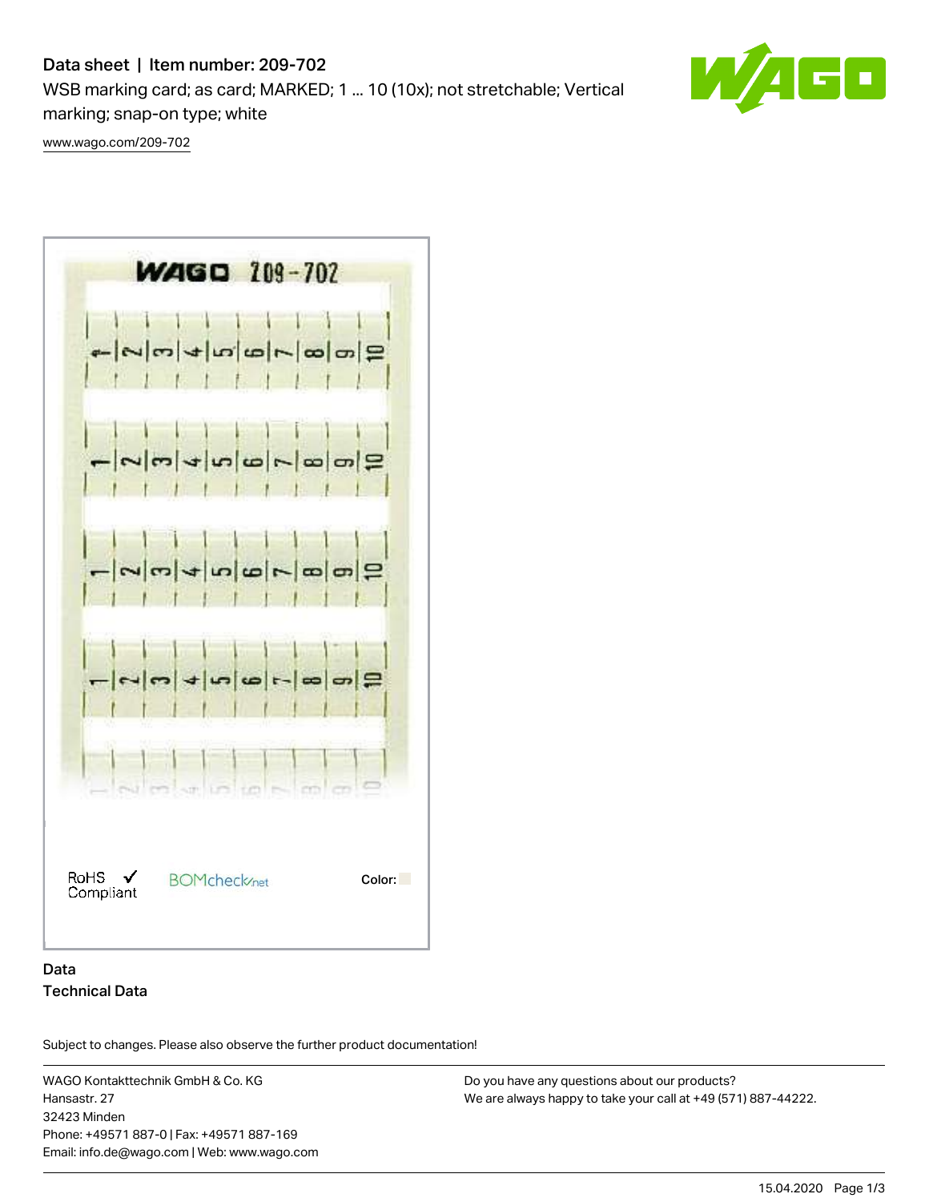# Data sheet | Item number: 209-702

WSB marking card; as card; MARKED; 1 ... 10 (10x); not stretchable; Vertical marking; snap-on type; white

www.wago.com/209-702

RoHS Compliant

Color:

## Data

### Technical Data

Subject to changes. Please also observe the further product documentation!

WAGO Kontakttechnik GmbH & Co. KG
Hansastr. 27
32423 Minden
Phone: +49571 887-0 | Fax: +49571 887-169
Email: info.de@wago.com | Web: www.wago.com

Do you have any questions about our products?
We are always happy to take your call at +49 (571) 887-44222.

15.04.2020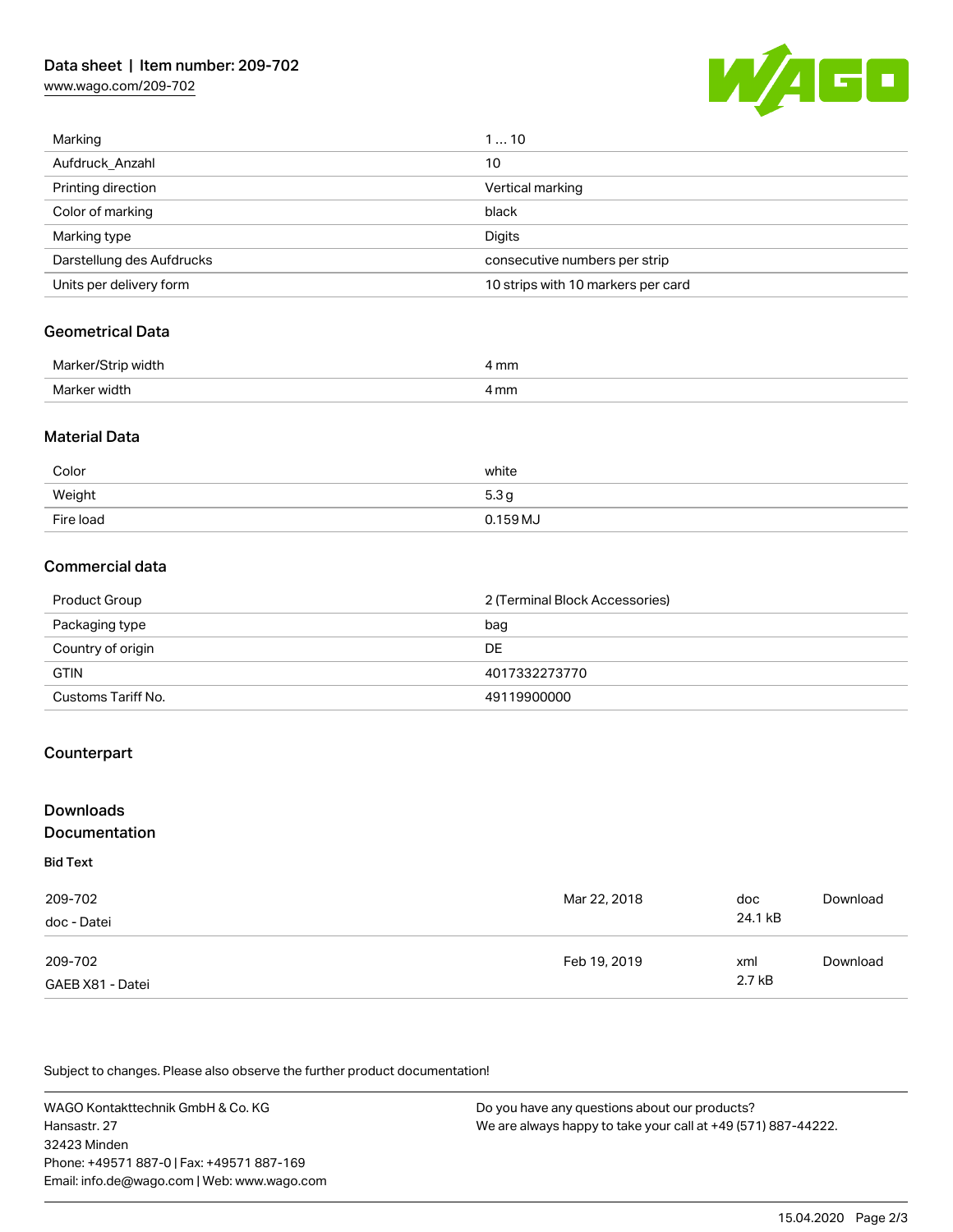| | |
|---|---|
| Marking | 1 … 10 |
| Aufdruck_Anzahl | 10 |
| Printing direction | Vertical marking |
| Color of marking | black |
| Marking type | Digits |
| Darstellung des Aufdrucks | consecutive numbers per strip |
| Units per delivery form | 10 strips with 10 markers per card |

## Geometrical Data

| | |
|---|---|
| Marker/Strip width | 4 mm |
| Marker width | 4 mm |

## Material Data

| | |
|---|---|
| Color | white |
| Weight | 5.3 g |
| Fire load | 0.159 MJ |

## Commercial data

| | |
|---|---|
| Product Group | 2 (Terminal Block Accessories) |
| Packaging type | bag |
| Country of origin | DE |
| GTIN | 4017332273770 |
| Customs Tariff No. | 49119900000 |

## Counterpart

## Downloads

## Documentation

**Bid Text**

| | | | |
|---|---|---|---|
| 209-702<br>doc - Datei | Mar 22, 2018 | doc<br>24.1 kB | Download |
| 209-702<br>GAEB X81 - Datei | Feb 19, 2019 | xml<br>2.7 kB | Download |

Subject to changes. Please also observe the further product documentation!

WAGO Kontakttechnik GmbH & Co. KG
Hansastr. 27
32423 Minden
Phone: +49571 887-0 | Fax: +49571 887-169
Email: info.de@wago.com | Web: www.wago.com

Do you have any questions about our products?
We are always happy to take your call at +49 (571) 887-44222.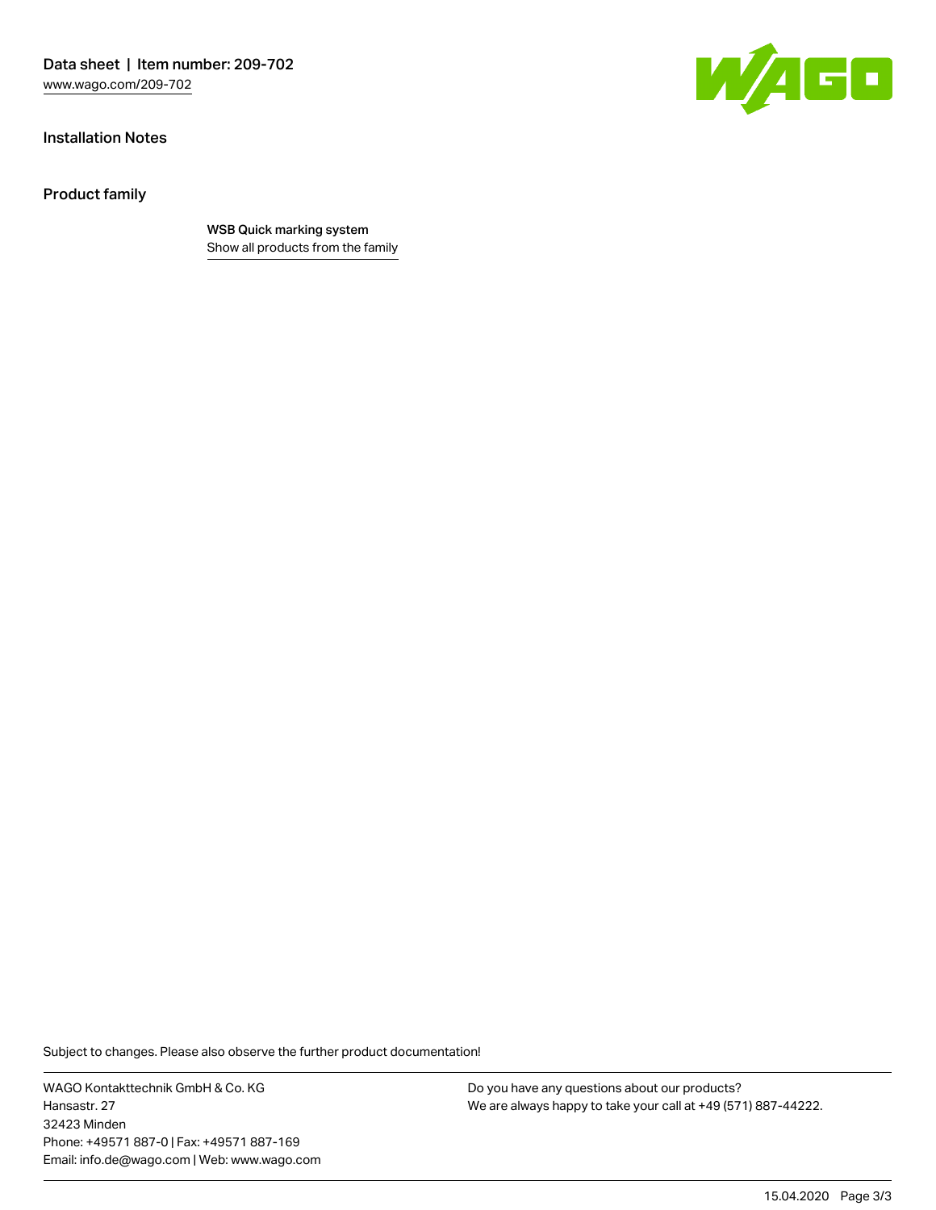## Installation Notes

## Product family

WSB Quick marking system
Show all products from the family

Subject to changes. Please also observe the further product documentation!

WAGO Kontakttechnik GmbH & Co. KG
Hansastr. 27
32423 Minden
Phone: +49571 887-0 | Fax: +49571 887-169
Email: info.de@wago.com | Web: www.wago.com

Do you have any questions about our products?
We are always happy to take your call at +49 (571) 887-44222.